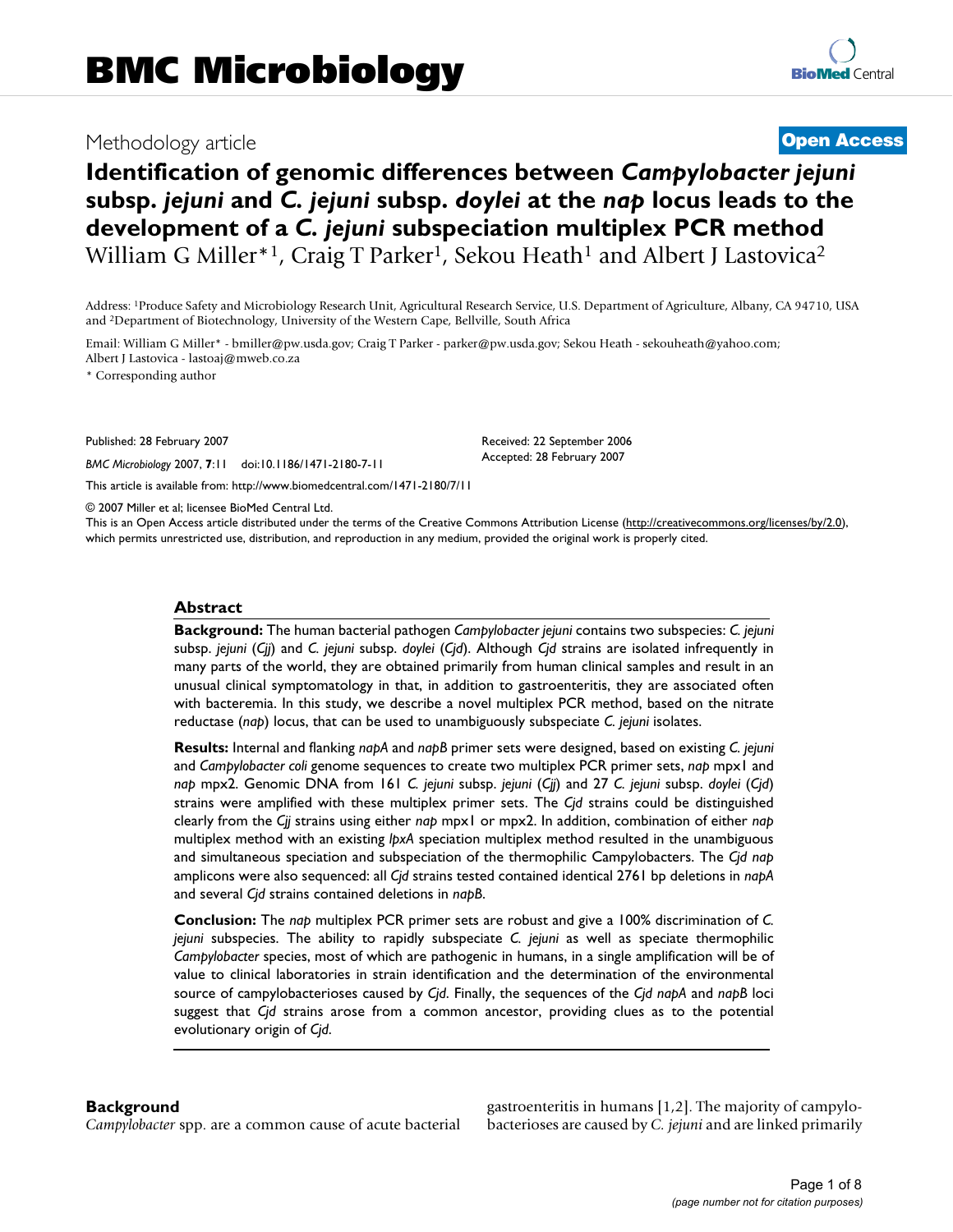# BMC Microbiology

Methodology article

**Open Access**

# Identification of genomic differences between *Campylobacter jejuni* subsp. *jejuni* and *C. jejuni* subsp. *doylei* at the *nap* locus leads to the development of a *C. jejuni* subspeciation multiplex PCR method

William G Miller*[1], Craig T Parker[1], Sekou Heath[1] and Albert J Lastovica[2]

Address: [1]Produce Safety and Microbiology Research Unit, Agricultural Research Service, U.S. Department of Agriculture, Albany, CA 94710, USA and [2]Department of Biotechnology, University of the Western Cape, Bellville, South Africa

Email: William G Miller* - bmiller@pw.usda.gov; Craig T Parker - parker@pw.usda.gov; Sekou Heath - sekouheath@yahoo.com; Albert J Lastovica - lastoaj@mweb.co.za

\* Corresponding author

Published: 28 February 2007

*BMC Microbiology* 2007, **7**:11 doi:10.1186/1471-2180-7-11

Received: 22 September 2006
Accepted: 28 February 2007

This article is available from: http://www.biomedcentral.com/1471-2180/7/11

© 2007 Miller et al; licensee BioMed Central Ltd.

This is an Open Access article distributed under the terms of the Creative Commons Attribution License (http://creativecommons.org/licenses/by/2.0), which permits unrestricted use, distribution, and reproduction in any medium, provided the original work is properly cited.

## Abstract

**Background:** The human bacterial pathogen *Campylobacter jejuni* contains two subspecies: *C. jejuni* subsp. *jejuni* (*Cjj*) and *C. jejuni* subsp. *doylei* (*Cjd*). Although *Cjd* strains are isolated infrequently in many parts of the world, they are obtained primarily from human clinical samples and result in an unusual clinical symptomatology in that, in addition to gastroenteritis, they are associated often with bacteremia. In this study, we describe a novel multiplex PCR method, based on the nitrate reductase (*nap*) locus, that can be used to unambiguously subspeciate *C. jejuni* isolates.

**Results:** Internal and flanking *napA* and *napB* primer sets were designed, based on existing *C. jejuni* and *Campylobacter coli* genome sequences to create two multiplex PCR primer sets, *nap* mpx1 and *nap* mpx2. Genomic DNA from 161 *C. jejuni* subsp. *jejuni* (*Cjj*) and 27 *C. jejuni* subsp. *doylei* (*Cjd*) strains were amplified with these multiplex primer sets. The *Cjd* strains could be distinguished clearly from the *Cjj* strains using either *nap* mpx1 or mpx2. In addition, combination of either *nap* multiplex method with an existing *lpxA* speciation multiplex method resulted in the unambiguous and simultaneous speciation and subspeciation of the thermophilic Campylobacters. The *Cjd nap* amplicons were also sequenced: all *Cjd* strains tested contained identical 2761 bp deletions in *napA* and several *Cjd* strains contained deletions in *napB*.

**Conclusion:** The *nap* multiplex PCR primer sets are robust and give a 100% discrimination of *C. jejuni* subspecies. The ability to rapidly subspeciate *C. jejuni* as well as speciate thermophilic *Campylobacter* species, most of which are pathogenic in humans, in a single amplification will be of value to clinical laboratories in strain identification and the determination of the environmental source of campylobacterioses caused by *Cjd*. Finally, the sequences of the *Cjd napA* and *napB* loci suggest that *Cjd* strains arose from a common ancestor, providing clues as to the potential evolutionary origin of *Cjd*.

## Background

*Campylobacter* spp. are a common cause of acute bacterial gastroenteritis in humans [1,2]. The majority of campylobacterioses are caused by *C. jejuni* and are linked primarily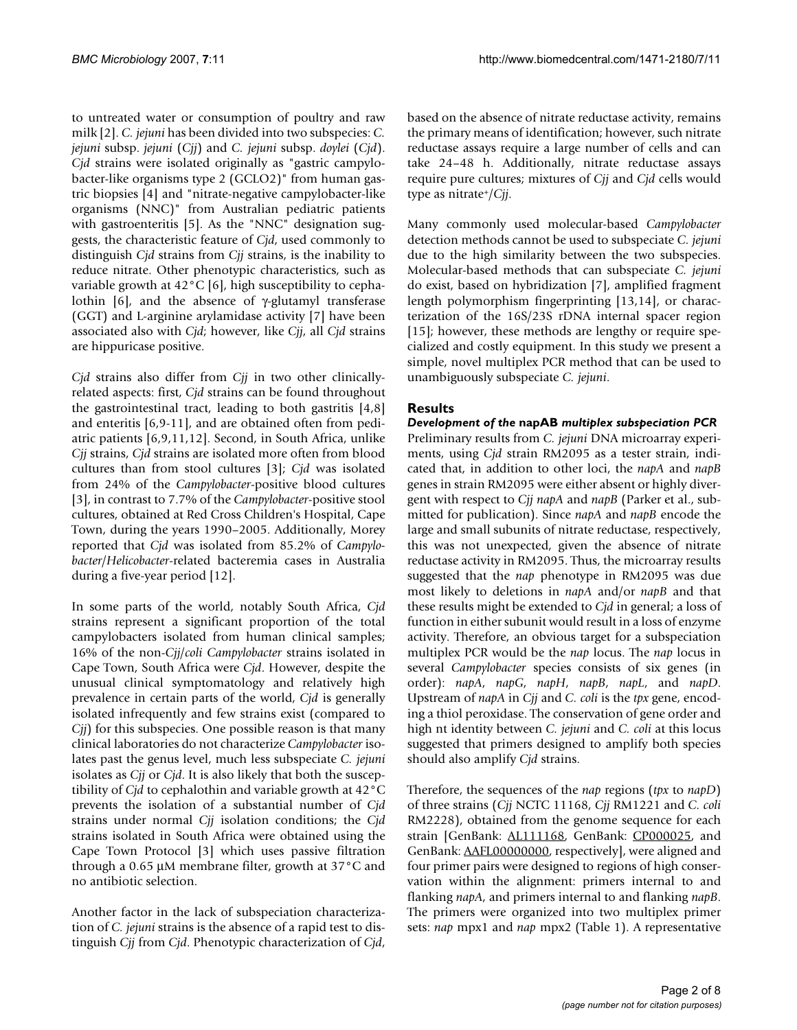to untreated water or consumption of poultry and raw milk [2]. *C. jejuni* has been divided into two subspecies: *C. jejuni* subsp. *jejuni* (*Cjj*) and *C. jejuni* subsp. *doylei* (*Cjd*). *Cjd* strains were isolated originally as "gastric campylobacter-like organisms type 2 (GCLO2)" from human gastric biopsies [4] and "nitrate-negative campylobacter-like organisms (NNC)" from Australian pediatric patients with gastroenteritis [5]. As the "NNC" designation suggests, the characteristic feature of *Cjd*, used commonly to distinguish *Cjd* strains from *Cjj* strains, is the inability to reduce nitrate. Other phenotypic characteristics, such as variable growth at 42°C [6], high susceptibility to cephalothin [6], and the absence of γ-glutamyl transferase (GGT) and L-arginine arylamidase activity [7] have been associated also with *Cjd*; however, like *Cjj*, all *Cjd* strains are hippuricase positive.

*Cjd* strains also differ from *Cjj* in two other clinically-related aspects: first, *Cjd* strains can be found throughout the gastrointestinal tract, leading to both gastritis [4,8] and enteritis [6,9-11], and are obtained often from pediatric patients [6,9,11,12]. Second, in South Africa, unlike *Cjj* strains, *Cjd* strains are isolated more often from blood cultures than from stool cultures [3]; *Cjd* was isolated from 24% of the *Campylobacter*-positive blood cultures [3], in contrast to 7.7% of the *Campylobacter*-positive stool cultures, obtained at Red Cross Children's Hospital, Cape Town, during the years 1990–2005. Additionally, Morey reported that *Cjd* was isolated from 85.2% of *Campylobacter*/*Helicobacter*-related bacteremia cases in Australia during a five-year period [12].

In some parts of the world, notably South Africa, *Cjd* strains represent a significant proportion of the total campylobacters isolated from human clinical samples; 16% of the non-*Cjj*/*coli Campylobacter* strains isolated in Cape Town, South Africa were *Cjd*. However, despite the unusual clinical symptomatology and relatively high prevalence in certain parts of the world, *Cjd* is generally isolated infrequently and few strains exist (compared to *Cjj*) for this subspecies. One possible reason is that many clinical laboratories do not characterize *Campylobacter* isolates past the genus level, much less subspeciate *C. jejuni* isolates as *Cjj* or *Cjd*. It is also likely that both the susceptibility of *Cjd* to cephalothin and variable growth at 42°C prevents the isolation of a substantial number of *Cjd* strains under normal *Cjj* isolation conditions; the *Cjd* strains isolated in South Africa were obtained using the Cape Town Protocol [3] which uses passive filtration through a 0.65 μM membrane filter, growth at 37°C and no antibiotic selection.

Another factor in the lack of subspeciation characterization of *C. jejuni* strains is the absence of a rapid test to distinguish *Cjj* from *Cjd*. Phenotypic characterization of *Cjd*, based on the absence of nitrate reductase activity, remains the primary means of identification; however, such nitrate reductase assays require a large number of cells and can take 24–48 h. Additionally, nitrate reductase assays require pure cultures; mixtures of *Cjj* and *Cjd* cells would type as nitrate$^+$/*Cjj*.

Many commonly used molecular-based *Campylobacter* detection methods cannot be used to subspeciate *C. jejuni* due to the high similarity between the two subspecies. Molecular-based methods that can subspeciate *C. jejuni* do exist, based on hybridization [7], amplified fragment length polymorphism fingerprinting [13,14], or characterization of the 16S/23S rDNA internal spacer region [15]; however, these methods are lengthy or require specialized and costly equipment. In this study we present a simple, novel multiplex PCR method that can be used to unambiguously subspeciate *C. jejuni*.

## Results

### *Development of the* napAB *multiplex subspeciation PCR*

Preliminary results from *C. jejuni* DNA microarray experiments, using *Cjd* strain RM2095 as a tester strain, indicated that, in addition to other loci, the *napA* and *napB* genes in strain RM2095 were either absent or highly divergent with respect to *Cjj napA* and *napB* (Parker et al., submitted for publication). Since *napA* and *napB* encode the large and small subunits of nitrate reductase, respectively, this was not unexpected, given the absence of nitrate reductase activity in RM2095. Thus, the microarray results suggested that the *nap* phenotype in RM2095 was due most likely to deletions in *napA* and/or *napB* and that these results might be extended to *Cjd* in general; a loss of function in either subunit would result in a loss of enzyme activity. Therefore, an obvious target for a subspeciation multiplex PCR would be the *nap* locus. The *nap* locus in several *Campylobacter* species consists of six genes (in order): *napA*, *napG*, *napH*, *napB*, *napL*, and *napD*. Upstream of *napA* in *Cjj* and *C. coli* is the *tpx* gene, encoding a thiol peroxidase. The conservation of gene order and high nt identity between *C. jejuni* and *C. coli* at this locus suggested that primers designed to amplify both species should also amplify *Cjd* strains.

Therefore, the sequences of the *nap* regions (*tpx* to *napD*) of three strains (*Cjj* NCTC 11168, *Cjj* RM1221 and *C. coli* RM2228), obtained from the genome sequence for each strain [GenBank: AL111168, GenBank: CP000025, and GenBank: AAFL00000000, respectively], were aligned and four primer pairs were designed to regions of high conservation within the alignment: primers internal to and flanking *napA*, and primers internal to and flanking *napB*. The primers were organized into two multiplex primer sets: *nap* mpx1 and *nap* mpx2 (Table 1). A representative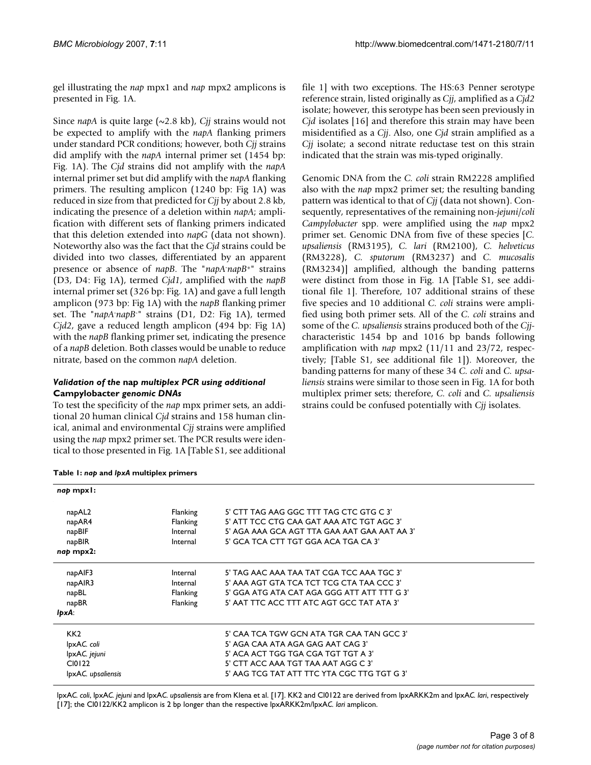gel illustrating the *nap* mpx1 and *nap* mpx2 amplicons is presented in Fig. 1A.

Since *napA* is quite large (~2.8 kb), *Cjj* strains would not be expected to amplify with the *napA* flanking primers under standard PCR conditions; however, both *Cjj* strains did amplify with the *napA* internal primer set (1454 bp: Fig. 1A). The *Cjd* strains did not amplify with the *napA* internal primer set but did amplify with the *napA* flanking primers. The resulting amplicon (1240 bp: Fig 1A) was reduced in size from that predicted for *Cjj* by about 2.8 kb, indicating the presence of a deletion within *napA*; amplification with different sets of flanking primers indicated that this deletion extended into *napG* (data not shown). Noteworthy also was the fact that the *Cjd* strains could be divided into two classes, differentiated by an apparent presence or absence of *napB*. The "*napA*$^{-}$*napB*$^{+}$" strains (D3, D4: Fig 1A), termed *Cjd1*, amplified with the *napB* internal primer set (326 bp: Fig. 1A) and gave a full length amplicon (973 bp: Fig 1A) with the *napB* flanking primer set. The "*napA*$^{-}$*napB*$^{-}$" strains (D1, D2: Fig 1A), termed *Cjd2*, gave a reduced length amplicon (494 bp: Fig 1A) with the *napB* flanking primer set, indicating the presence of a *napB* deletion. Both classes would be unable to reduce nitrate, based on the common *napA* deletion.

### *Validation of the* nap *multiplex PCR using additional* Campylobacter *genomic DNAs*

To test the specificity of the *nap* mpx primer sets, an additional 20 human clinical *Cjd* strains and 158 human clinical, animal and environmental *Cjj* strains were amplified using the *nap* mpx2 primer set. The PCR results were identical to those presented in Fig. 1A [Table S1, see additional file 1] with two exceptions. The HS:63 Penner serotype reference strain, listed originally as *Cjj*, amplified as a *Cjd2* isolate; however, this serotype has been seen previously in *Cjd* isolates [16] and therefore this strain may have been misidentified as a *Cjj*. Also, one *Cjd* strain amplified as a *Cjj* isolate; a second nitrate reductase test on this strain indicated that the strain was mis-typed originally.

Genomic DNA from the *C. coli* strain RM2228 amplified also with the *nap* mpx2 primer set; the resulting banding pattern was identical to that of *Cjj* (data not shown). Consequently, representatives of the remaining non-*jejuni*/*coli Campylobacter* spp. were amplified using the *nap* mpx2 primer set. Genomic DNA from five of these species [*C. upsaliensis* (RM3195), *C. lari* (RM2100), *C. helveticus* (RM3228), *C. sputorum* (RM3237) and *C. mucosalis* (RM3234)] amplified, although the banding patterns were distinct from those in Fig. 1A [Table S1, see additional file 1]. Therefore, 107 additional strains of these five species and 10 additional *C. coli* strains were amplified using both primer sets. All of the *C. coli* strains and some of the *C. upsaliensis* strains produced both of the *Cjj*-characteristic 1454 bp and 1016 bp bands following amplification with *nap* mpx2 (11/11 and 23/72, respectively; [Table S1, see additional file 1]). Moreover, the banding patterns for many of these 34 *C. coli* and *C. upsaliensis* strains were similar to those seen in Fig. 1A for both multiplex primer sets; therefore, *C. coli* and *C. upsaliensis* strains could be confused potentially with *Cjj* isolates.

**Table 1: *nap* and *lpxA* multiplex primers**

| | | |
|---|---|---|
| ***nap* mpx1:** | | |
| napAL2 | Flanking | 5' CTT TAG AAG GGC TTT TAG CTC GTG C 3' |
| napAR4 | Flanking | 5' ATT TCC CTG CAA GAT AAA ATC TGT AGC 3' |
| napBIF | Internal | 5' AGA AAA GCA AGT TTA GAA AAT GAA AAT AA 3' |
| napBIR | Internal | 5' GCA TCA CTT TGT GGA ACA TGA CA 3' |
| ***nap* mpx2:** | | |
| napAIF3 | Internal | 5' TAG AAC AAA TAA TAT CGA TCC AAA TGC 3' |
| napAIR3 | Internal | 5' AAA AGT GTA TCA TCT TCG CTA TAA CCC 3' |
| napBL | Flanking | 5' GGA ATG ATA CAT AGA GGG ATT ATT TTT G 3' |
| napBR | Flanking | 5' AAT TTC ACC TTT ATC AGT GCC TAT ATA 3' |
| ***lpxA*:** | | |
| KK2 | | 5' CAA TCA TGW GCN ATA TGR CAA TAN GCC 3' |
| lpxA*C. coli* | | 5' AGA CAA ATA AGA GAG AAT CAG 3' |
| lpxA*C. jejuni* | | 5' ACA ACT TGG TGA CGA TGT TGT A 3' |
| CI0122 | | 5' CTT ACC AAA TGT TAA AAT AGG C 3' |
| lpxA*C. upsaliensis* | | 5' AAG TCG TAT ATT TTC YTA CGC TTG TGT G 3' |

lpxA*C. coli*, lpxA*C. jejuni* and lpxA*C. upsaliensis* are from Klena et al. [17]. KK2 and CI0122 are derived from lpxARKK2m and lpxA*C. lari*, respectively [17]; the CI0122/KK2 amplicon is 2 bp longer than the respective lpxARKK2m/lpxA*C. lari* amplicon.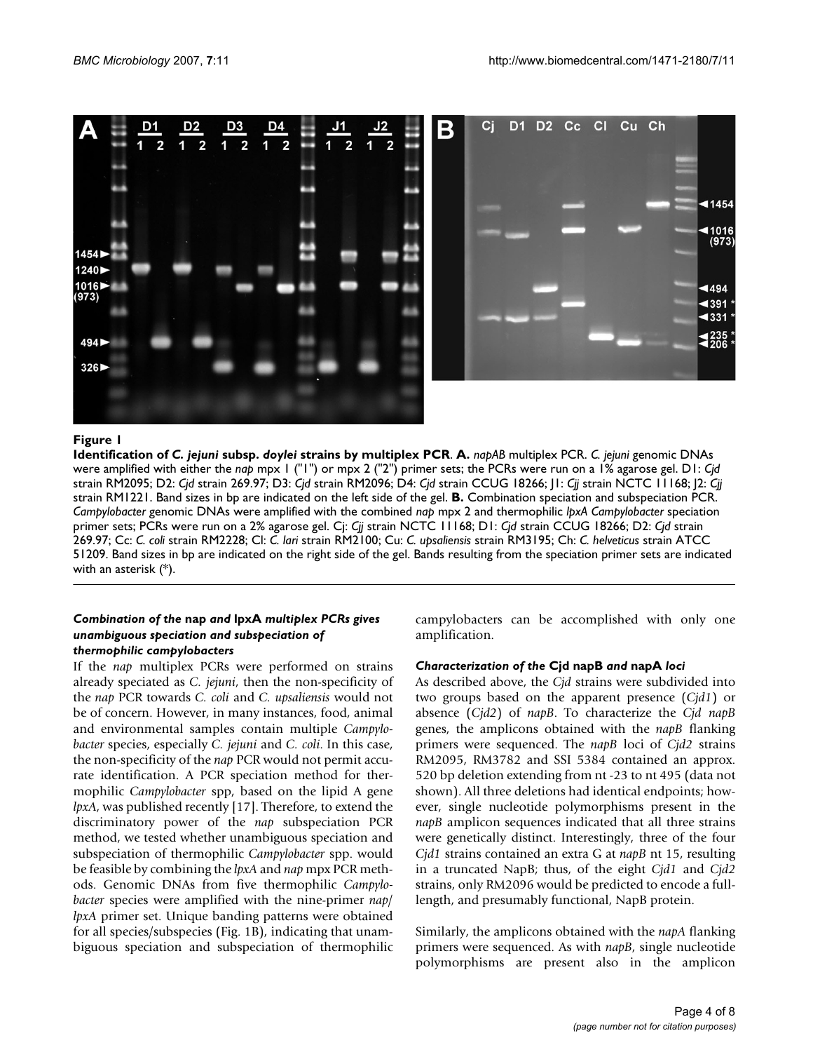**Figure 1**

**Identification of *C. jejuni* subsp. *doylei* strains by multiplex PCR**. **A.** *napAB* multiplex PCR. *C. jejuni* genomic DNAs were amplified with either the *nap* mpx 1 ("1") or mpx 2 ("2") primer sets; the PCRs were run on a 1% agarose gel. D1: *Cjd* strain RM2095; D2: *Cjd* strain 269.97; D3: *Cjd* strain RM2096; D4: *Cjd* strain CCUG 18266; J1: *Cjj* strain NCTC 11168; J2: *Cjj* strain RM1221. Band sizes in bp are indicated on the left side of the gel. **B.** Combination speciation and subspeciation PCR. *Campylobacter* genomic DNAs were amplified with the combined *nap* mpx 2 and thermophilic *lpxA Campylobacter* speciation primer sets; PCRs were run on a 2% agarose gel. Cj: *Cjj* strain NCTC 11168; D1: *Cjd* strain CCUG 18266; D2: *Cjd* strain 269.97; Cc: *C. coli* strain RM2228; Cl: *C. lari* strain RM2100; Cu: *C. upsaliensis* strain RM3195; Ch: *C. helveticus* strain ATCC 51209. Band sizes in bp are indicated on the right side of the gel. Bands resulting from the speciation primer sets are indicated with an asterisk (*).

### *Combination of the* nap *and* lpxA *multiplex PCRs gives unambiguous speciation and subspeciation of thermophilic campylobacters*

If the *nap* multiplex PCRs were performed on strains already speciated as *C. jejuni*, then the non-specificity of the *nap* PCR towards *C. coli* and *C. upsaliensis* would not be of concern. However, in many instances, food, animal and environmental samples contain multiple *Campylobacter* species, especially *C. jejuni* and *C. coli*. In this case, the non-specificity of the *nap* PCR would not permit accurate identification. A PCR speciation method for thermophilic *Campylobacter* spp, based on the lipid A gene *lpxA*, was published recently [17]. Therefore, to extend the discriminatory power of the *nap* subspeciation PCR method, we tested whether unambiguous speciation and subspeciation of thermophilic *Campylobacter* spp. would be feasible by combining the *lpxA* and *nap* mpx PCR methods. Genomic DNAs from five thermophilic *Campylobacter* species were amplified with the nine-primer *nap*/*lpxA* primer set. Unique banding patterns were obtained for all species/subspecies (Fig. 1B), indicating that unambiguous speciation and subspeciation of thermophilic campylobacters can be accomplished with only one amplification.

### *Characterization of the* Cjd napB *and* napA *loci*

As described above, the *Cjd* strains were subdivided into two groups based on the apparent presence (*Cjd1*) or absence (*Cjd2*) of *napB*. To characterize the *Cjd napB* genes, the amplicons obtained with the *napB* flanking primers were sequenced. The *napB* loci of *Cjd2* strains RM2095, RM3782 and SSI 5384 contained an approx. 520 bp deletion extending from nt -23 to nt 495 (data not shown). All three deletions had identical endpoints; however, single nucleotide polymorphisms present in the *napB* amplicon sequences indicated that all three strains were genetically distinct. Interestingly, three of the four *Cjd1* strains contained an extra G at *napB* nt 15, resulting in a truncated NapB; thus, of the eight *Cjd1* and *Cjd2* strains, only RM2096 would be predicted to encode a full-length, and presumably functional, NapB protein.

Similarly, the amplicons obtained with the *napA* flanking primers were sequenced. As with *napB*, single nucleotide polymorphisms are present also in the amplicon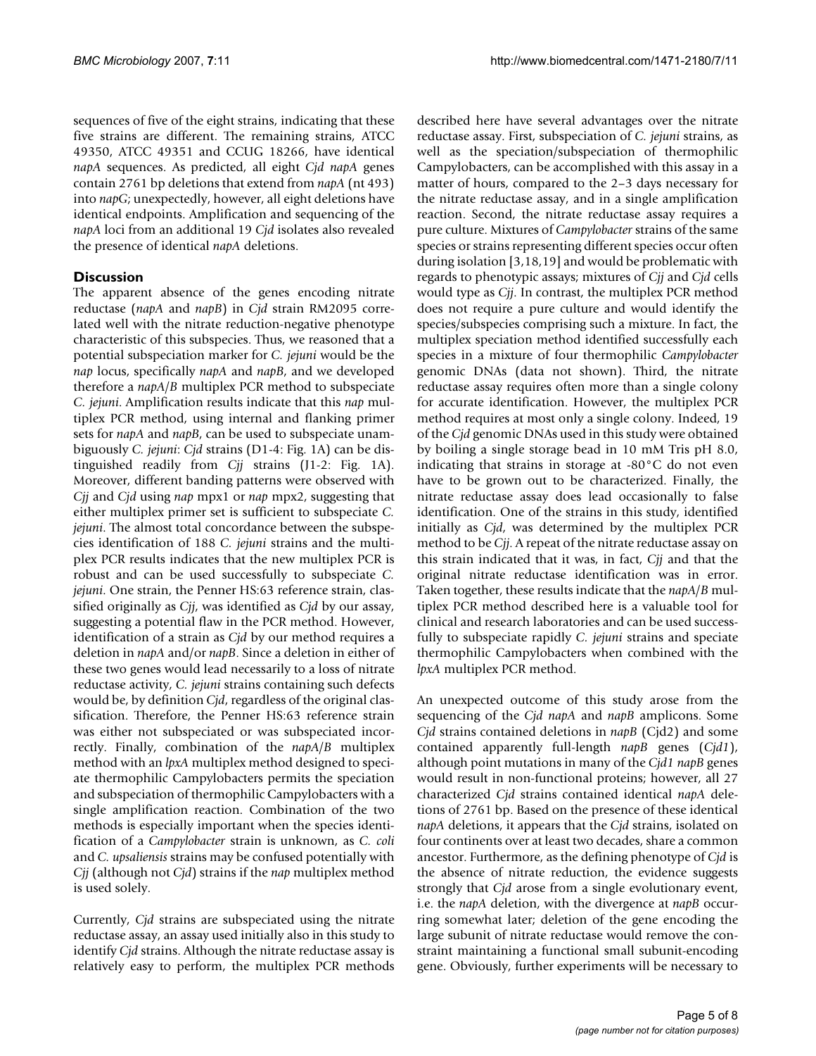sequences of five of the eight strains, indicating that these five strains are different. The remaining strains, ATCC 49350, ATCC 49351 and CCUG 18266, have identical *napA* sequences. As predicted, all eight *Cjd napA* genes contain 2761 bp deletions that extend from *napA* (nt 493) into *napG*; unexpectedly, however, all eight deletions have identical endpoints. Amplification and sequencing of the *napA* loci from an additional 19 *Cjd* isolates also revealed the presence of identical *napA* deletions.

## Discussion

The apparent absence of the genes encoding nitrate reductase (*napA* and *napB*) in *Cjd* strain RM2095 correlated well with the nitrate reduction-negative phenotype characteristic of this subspecies. Thus, we reasoned that a potential subspeciation marker for *C. jejuni* would be the *nap* locus, specifically *napA* and *napB*, and we developed therefore a *napA*/*B* multiplex PCR method to subspeciate *C. jejuni*. Amplification results indicate that this *nap* multiplex PCR method, using internal and flanking primer sets for *napA* and *napB*, can be used to subspeciate unambiguously *C. jejuni*: *Cjd* strains (D1-4: Fig. 1A) can be distinguished readily from *Cjj* strains (J1-2: Fig. 1A). Moreover, different banding patterns were observed with *Cjj* and *Cjd* using *nap* mpx1 or *nap* mpx2, suggesting that either multiplex primer set is sufficient to subspeciate *C. jejuni*. The almost total concordance between the subspecies identification of 188 *C. jejuni* strains and the multiplex PCR results indicates that the new multiplex PCR is robust and can be used successfully to subspeciate *C. jejuni*. One strain, the Penner HS:63 reference strain, classified originally as *Cjj*, was identified as *Cjd* by our assay, suggesting a potential flaw in the PCR method. However, identification of a strain as *Cjd* by our method requires a deletion in *napA* and/or *napB*. Since a deletion in either of these two genes would lead necessarily to a loss of nitrate reductase activity, *C. jejuni* strains containing such defects would be, by definition *Cjd*, regardless of the original classification. Therefore, the Penner HS:63 reference strain was either not subspeciated or was subspeciated incorrectly. Finally, combination of the *napA*/*B* multiplex method with an *lpxA* multiplex method designed to speciate thermophilic Campylobacters permits the speciation and subspeciation of thermophilic Campylobacters with a single amplification reaction. Combination of the two methods is especially important when the species identification of a *Campylobacter* strain is unknown, as *C. coli* and *C. upsaliensis* strains may be confused potentially with *Cjj* (although not *Cjd*) strains if the *nap* multiplex method is used solely.

Currently, *Cjd* strains are subspeciated using the nitrate reductase assay, an assay used initially also in this study to identify *Cjd* strains. Although the nitrate reductase assay is relatively easy to perform, the multiplex PCR methods described here have several advantages over the nitrate reductase assay. First, subspeciation of *C. jejuni* strains, as well as the speciation/subspeciation of thermophilic Campylobacters, can be accomplished with this assay in a matter of hours, compared to the 2–3 days necessary for the nitrate reductase assay, and in a single amplification reaction. Second, the nitrate reductase assay requires a pure culture. Mixtures of *Campylobacter* strains of the same species or strains representing different species occur often during isolation [3,18,19] and would be problematic with regards to phenotypic assays; mixtures of *Cjj* and *Cjd* cells would type as *Cjj*. In contrast, the multiplex PCR method does not require a pure culture and would identify the species/subspecies comprising such a mixture. In fact, the multiplex speciation method identified successfully each species in a mixture of four thermophilic *Campylobacter* genomic DNAs (data not shown). Third, the nitrate reductase assay requires often more than a single colony for accurate identification. However, the multiplex PCR method requires at most only a single colony. Indeed, 19 of the *Cjd* genomic DNAs used in this study were obtained by boiling a single storage bead in 10 mM Tris pH 8.0, indicating that strains in storage at -80°C do not even have to be grown out to be characterized. Finally, the nitrate reductase assay does lead occasionally to false identification. One of the strains in this study, identified initially as *Cjd*, was determined by the multiplex PCR method to be *Cjj*. A repeat of the nitrate reductase assay on this strain indicated that it was, in fact, *Cjj* and that the original nitrate reductase identification was in error. Taken together, these results indicate that the *napA*/*B* multiplex PCR method described here is a valuable tool for clinical and research laboratories and can be used successfully to subspeciate rapidly *C. jejuni* strains and speciate thermophilic Campylobacters when combined with the *lpxA* multiplex PCR method.

An unexpected outcome of this study arose from the sequencing of the *Cjd napA* and *napB* amplicons. Some *Cjd* strains contained deletions in *napB* (Cjd2) and some contained apparently full-length *napB* genes (*Cjd1*), although point mutations in many of the *Cjd1 napB* genes would result in non-functional proteins; however, all 27 characterized *Cjd* strains contained identical *napA* deletions of 2761 bp. Based on the presence of these identical *napA* deletions, it appears that the *Cjd* strains, isolated on four continents over at least two decades, share a common ancestor. Furthermore, as the defining phenotype of *Cjd* is the absence of nitrate reduction, the evidence suggests strongly that *Cjd* arose from a single evolutionary event, i.e. the *napA* deletion, with the divergence at *napB* occurring somewhat later; deletion of the gene encoding the large subunit of nitrate reductase would remove the constraint maintaining a functional small subunit-encoding gene. Obviously, further experiments will be necessary to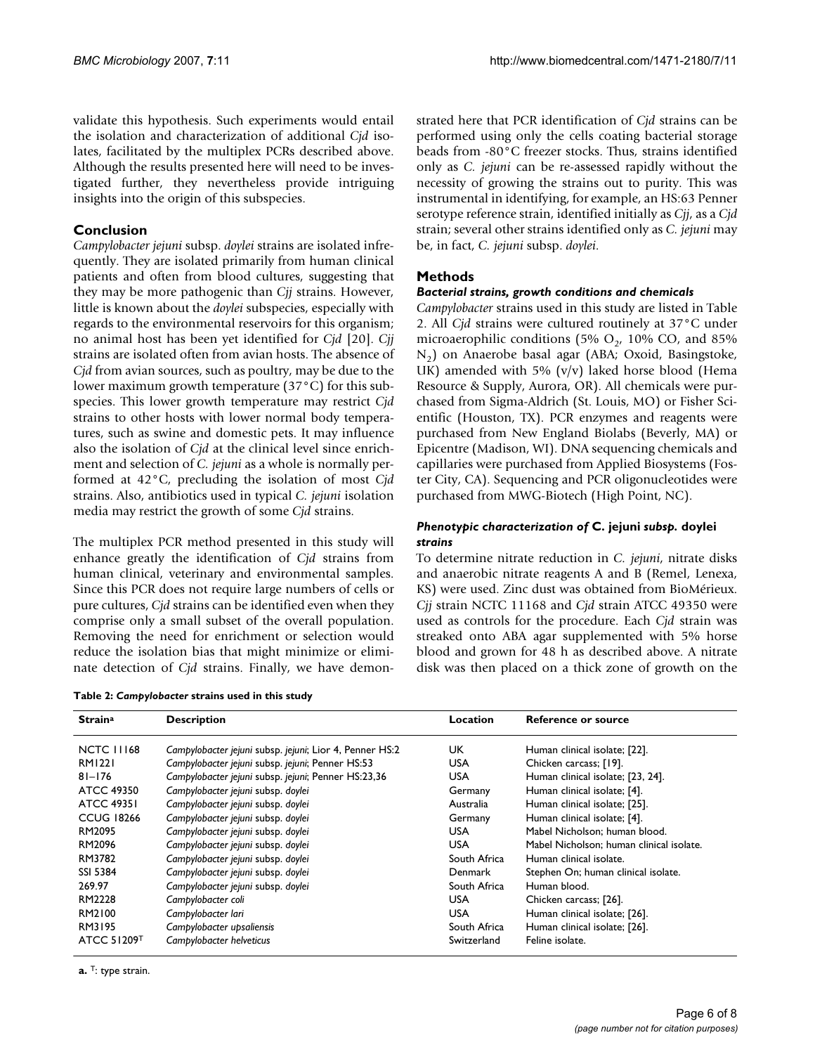validate this hypothesis. Such experiments would entail the isolation and characterization of additional *Cjd* isolates, facilitated by the multiplex PCRs described above. Although the results presented here will need to be investigated further, they nevertheless provide intriguing insights into the origin of this subspecies.

## Conclusion

*Campylobacter jejuni* subsp. *doylei* strains are isolated infrequently. They are isolated primarily from human clinical patients and often from blood cultures, suggesting that they may be more pathogenic than *Cjj* strains. However, little is known about the *doylei* subspecies, especially with regards to the environmental reservoirs for this organism; no animal host has been yet identified for *Cjd* [20]. *Cjj* strains are isolated often from avian hosts. The absence of *Cjd* from avian sources, such as poultry, may be due to the lower maximum growth temperature (37°C) for this subspecies. This lower growth temperature may restrict *Cjd* strains to other hosts with lower normal body temperatures, such as swine and domestic pets. It may influence also the isolation of *Cjd* at the clinical level since enrichment and selection of *C. jejuni* as a whole is normally performed at 42°C, precluding the isolation of most *Cjd* strains. Also, antibiotics used in typical *C. jejuni* isolation media may restrict the growth of some *Cjd* strains.

The multiplex PCR method presented in this study will enhance greatly the identification of *Cjd* strains from human clinical, veterinary and environmental samples. Since this PCR does not require large numbers of cells or pure cultures, *Cjd* strains can be identified even when they comprise only a small subset of the overall population. Removing the need for enrichment or selection would reduce the isolation bias that might minimize or eliminate detection of *Cjd* strains. Finally, we have demonstrated here that PCR identification of *Cjd* strains can be performed using only the cells coating bacterial storage beads from -80°C freezer stocks. Thus, strains identified only as *C. jejuni* can be re-assessed rapidly without the necessity of growing the strains out to purity. This was instrumental in identifying, for example, an HS:63 Penner serotype reference strain, identified initially as *Cjj*, as a *Cjd* strain; several other strains identified only as *C. jejuni* may be, in fact, *C. jejuni* subsp. *doylei*.

## Methods

### *Bacterial strains, growth conditions and chemicals*

*Campylobacter* strains used in this study are listed in Table 2. All *Cjd* strains were cultured routinely at 37°C under microaerophilic conditions (5% $O_2$, 10% CO, and 85% $N_2$) on Anaerobe basal agar (ABA; Oxoid, Basingstoke, UK) amended with 5% (v/v) laked horse blood (Hema Resource & Supply, Aurora, OR). All chemicals were purchased from Sigma-Aldrich (St. Louis, MO) or Fisher Scientific (Houston, TX). PCR enzymes and reagents were purchased from New England Biolabs (Beverly, MA) or Epicentre (Madison, WI). DNA sequencing chemicals and capillaries were purchased from Applied Biosystems (Foster City, CA). Sequencing and PCR oligonucleotides were purchased from MWG-Biotech (High Point, NC).

### *Phenotypic characterization of* C. jejuni *subsp.* doylei *strains*

To determine nitrate reduction in *C. jejuni*, nitrate disks and anaerobic nitrate reagents A and B (Remel, Lenexa, KS) were used. Zinc dust was obtained from BioMérieux. *Cjj* strain NCTC 11168 and *Cjd* strain ATCC 49350 were used as controls for the procedure. Each *Cjd* strain was streaked onto ABA agar supplemented with 5% horse blood and grown for 48 h as described above. A nitrate disk was then placed on a thick zone of growth on the

**Table 2: *Campylobacter* strains used in this study**

| Strain[a] | Description | Location | Reference or source |
|---|---|---|---|
| NCTC 11168 | *Campylobacter jejuni* subsp. *jejuni*; Lior 4, Penner HS:2 | UK | Human clinical isolate; [22]. |
| RM1221 | *Campylobacter jejuni* subsp. *jejuni*; Penner HS:53 | USA | Chicken carcass; [19]. |
| 81–176 | *Campylobacter jejuni* subsp. *jejuni*; Penner HS:23,36 | USA | Human clinical isolate; [23, 24]. |
| ATCC 49350 | *Campylobacter jejuni* subsp. *doylei* | Germany | Human clinical isolate; [4]. |
| ATCC 49351 | *Campylobacter jejuni* subsp. *doylei* | Australia | Human clinical isolate; [25]. |
| CCUG 18266 | *Campylobacter jejuni* subsp. *doylei* | Germany | Human clinical isolate; [4]. |
| RM2095 | *Campylobacter jejuni* subsp. *doylei* | USA | Mabel Nicholson; human blood. |
| RM2096 | *Campylobacter jejuni* subsp. *doylei* | USA | Mabel Nicholson; human clinical isolate. |
| RM3782 | *Campylobacter jejuni* subsp. *doylei* | South Africa | Human clinical isolate. |
| SSI 5384 | *Campylobacter jejuni* subsp. *doylei* | Denmark | Stephen On; human clinical isolate. |
| 269.97 | *Campylobacter jejuni* subsp. *doylei* | South Africa | Human blood. |
| RM2228 | *Campylobacter coli* | USA | Chicken carcass; [26]. |
| RM2100 | *Campylobacter lari* | USA | Human clinical isolate; [26]. |
| RM3195 | *Campylobacter upsaliensis* | South Africa | Human clinical isolate; [26]. |
| ATCC 51209[T] | *Campylobacter helveticus* | Switzerland | Feline isolate. |

**a.** [T]: type strain.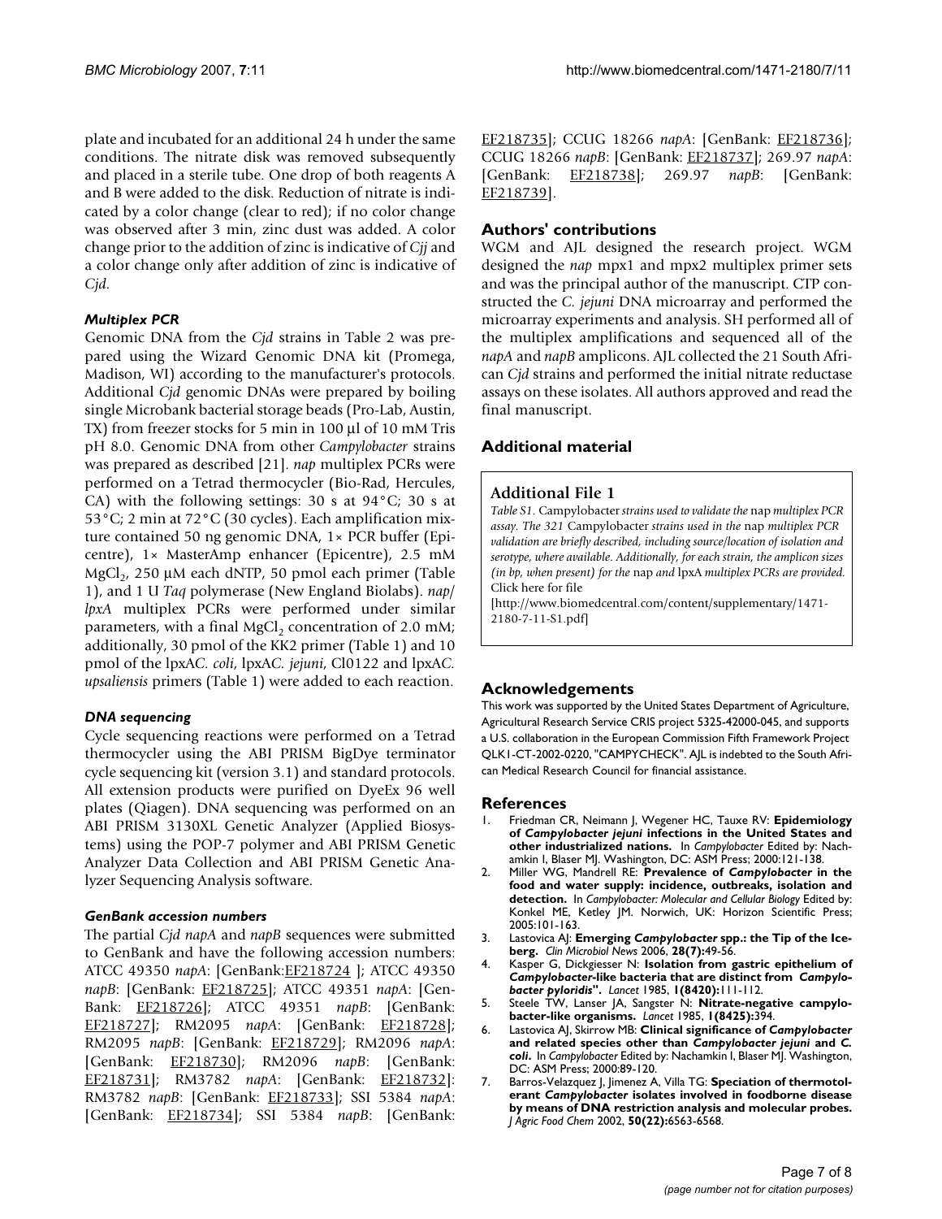plate and incubated for an additional 24 h under the same conditions. The nitrate disk was removed subsequently and placed in a sterile tube. One drop of both reagents A and B were added to the disk. Reduction of nitrate is indicated by a color change (clear to red); if no color change was observed after 3 min, zinc dust was added. A color change prior to the addition of zinc is indicative of *Cjj* and a color change only after addition of zinc is indicative of *Cjd*.

### *Multiplex PCR*

Genomic DNA from the *Cjd* strains in Table 2 was prepared using the Wizard Genomic DNA kit (Promega, Madison, WI) according to the manufacturer's protocols. Additional *Cjd* genomic DNAs were prepared by boiling single Microbank bacterial storage beads (Pro-Lab, Austin, TX) from freezer stocks for 5 min in 100 µl of 10 mM Tris pH 8.0. Genomic DNA from other *Campylobacter* strains was prepared as described [21]. *nap* multiplex PCRs were performed on a Tetrad thermocycler (Bio-Rad, Hercules, CA) with the following settings: 30 s at 94°C; 30 s at 53°C; 2 min at 72°C (30 cycles). Each amplification mixture contained 50 ng genomic DNA, 1× PCR buffer (Epicentre), 1× MasterAmp enhancer (Epicentre), 2.5 mM $MgCl_2$, 250 µM each dNTP, 50 pmol each primer (Table 1), and 1 U *Taq* polymerase (New England Biolabs). *nap/lpxA* multiplex PCRs were performed under similar parameters, with a final $MgCl_2$ concentration of 2.0 mM; additionally, 30 pmol of the KK2 primer (Table 1) and 10 pmol of the lpxA*C. coli*, lpxA*C. jejuni*, Cl0122 and lpxA*C. upsaliensis* primers (Table 1) were added to each reaction.

### *DNA sequencing*

Cycle sequencing reactions were performed on a Tetrad thermocycler using the ABI PRISM BigDye terminator cycle sequencing kit (version 3.1) and standard protocols. All extension products were purified on DyeEx 96 well plates (Qiagen). DNA sequencing was performed on an ABI PRISM 3130XL Genetic Analyzer (Applied Biosystems) using the POP-7 polymer and ABI PRISM Genetic Analyzer Data Collection and ABI PRISM Genetic Analyzer Sequencing Analysis software.

### *GenBank accession numbers*

The partial *Cjd napA* and *napB* sequences were submitted to GenBank and have the following accession numbers: ATCC 49350 *napA*: [GenBank:EF218724 ]; ATCC 49350 *napB*: [GenBank: EF218725]; ATCC 49351 *napA*: [GenBank: EF218726]; ATCC 49351 *napB*: [GenBank: EF218727]; RM2095 *napA*: [GenBank: EF218728]; RM2095 *napB*: [GenBank: EF218729]; RM2096 *napA*: [GenBank: EF218730]; RM2096 *napB*: [GenBank: EF218731]; RM3782 *napA*: [GenBank: EF218732]: RM3782 *napB*: [GenBank: EF218733]; SSI 5384 *napA*: [GenBank: EF218734]; SSI 5384 *napB*: [GenBank: EF218735]; CCUG 18266 *napA*: [GenBank: EF218736]; CCUG 18266 *napB*: [GenBank: EF218737]; 269.97 *napA*: [GenBank: EF218738]; 269.97 *napB*: [GenBank: EF218739].

## Authors' contributions

WGM and AJL designed the research project. WGM designed the *nap* mpx1 and mpx2 multiplex primer sets and was the principal author of the manuscript. CTP constructed the *C. jejuni* DNA microarray and performed the microarray experiments and analysis. SH performed all of the multiplex amplifications and sequenced all of the *napA* and *napB* amplicons. AJL collected the 21 South African *Cjd* strains and performed the initial nitrate reductase assays on these isolates. All authors approved and read the final manuscript.

## Additional material

### Additional File 1

*Table S1.* Campylobacter *strains used to validate the* nap *multiplex PCR assay. The 321* Campylobacter *strains used in the* nap *multiplex PCR validation are briefly described, including source/location of isolation and serotype, where available. Additionally, for each strain, the amplicon sizes (in bp, when present) for the* nap *and* lpxA *multiplex PCRs are provided.*
Click here for file
[http://www.biomedcentral.com/content/supplementary/1471-2180-7-11-S1.pdf]

## Acknowledgements

This work was supported by the United States Department of Agriculture, Agricultural Research Service CRIS project 5325-42000-045, and supports a U.S. collaboration in the European Commission Fifth Framework Project QLK1-CT-2002-0220, "CAMPYCHECK". AJL is indebted to the South African Medical Research Council for financial assistance.

## References

1. Friedman CR, Neimann J, Wegener HC, Tauxe RV: **Epidemiology of *Campylobacter jejuni* infections in the United States and other industrialized nations.** In *Campylobacter* Edited by: Nachamkin I, Blaser MJ. Washington, DC: ASM Press; 2000:121-138.
2. Miller WG, Mandrell RE: **Prevalence of *Campylobacter* in the food and water supply: incidence, outbreaks, isolation and detection.** In *Campylobacter: Molecular and Cellular Biology* Edited by: Konkel ME, Ketley JM. Norwich, UK: Horizon Scientific Press; 2005:101-163.
3. Lastovica AJ: **Emerging *Campylobacter* spp.: the Tip of the Iceberg.** *Clin Microbiol News* 2006, **28(7):**49-56.
4. Kasper G, Dickgiesser N: **Isolation from gastric epithelium of *Campylobacter*-like bacteria that are distinct from *"Campylobacter pyloridis"*.** *Lancet* 1985, **1(8420):**111-112.
5. Steele TW, Lanser JA, Sangster N: **Nitrate-negative campylobacter-like organisms.** *Lancet* 1985, **1(8425):**394.
6. Lastovica AJ, Skirrow MB: **Clinical significance of *Campylobacter* and related species other than *Campylobacter jejuni* and *C. coli*.** In *Campylobacter* Edited by: Nachamkin I, Blaser MJ. Washington, DC: ASM Press; 2000:89-120.
7. Barros-Velazquez J, Jimenez A, Villa TG: **Speciation of thermotolerant *Campylobacter* isolates involved in foodborne disease by means of DNA restriction analysis and molecular probes.** *J Agric Food Chem* 2002, **50(22):**6563-6568.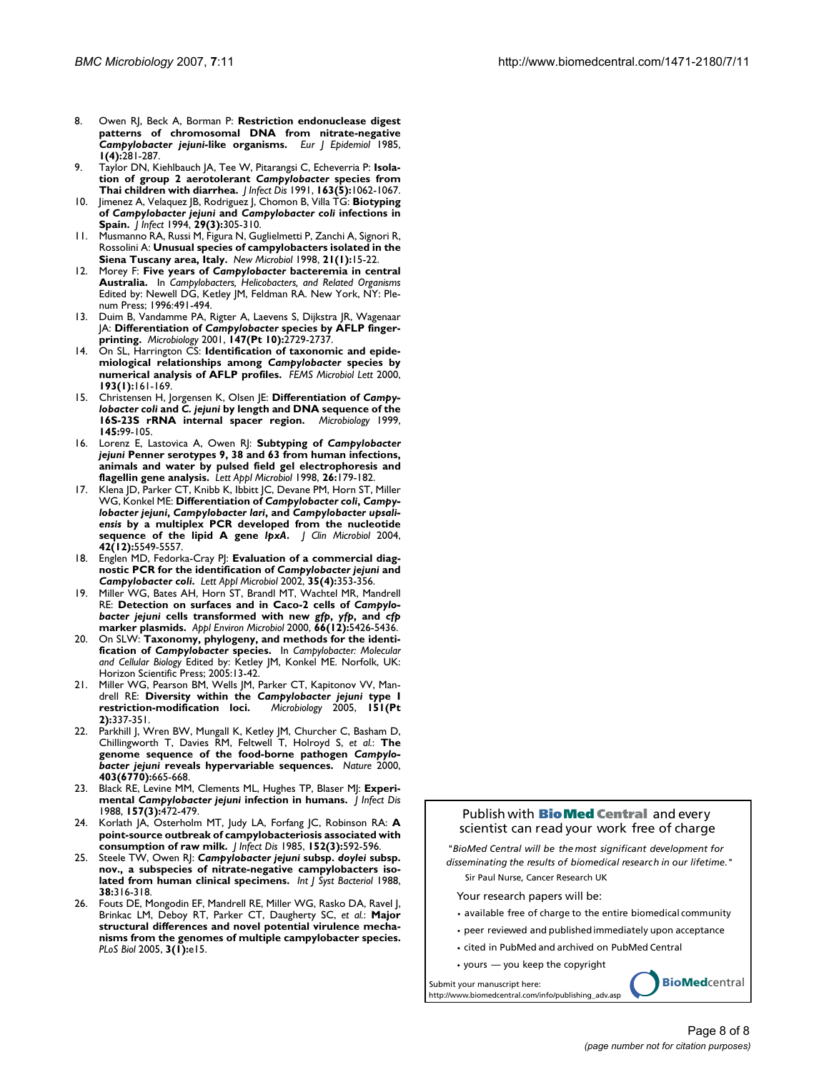8. Owen RJ, Beck A, Borman P: **Restriction endonuclease digest patterns of chromosomal DNA from nitrate-negative *Campylobacter jejuni*-like organisms.** *Eur J Epidemiol* 1985, **1(4):**281-287.
9. Taylor DN, Kiehlbauch JA, Tee W, Pitarangsi C, Echeverria P: **Isolation of group 2 aerotolerant *Campylobacter* species from Thai children with diarrhea.** *J Infect Dis* 1991, **163(5):**1062-1067.
10. Jimenez A, Velaquez JB, Rodriguez J, Chomon B, Villa TG: **Biotyping of *Campylobacter jejuni* and *Campylobacter coli* infections in Spain.** *J Infect* 1994, **29(3):**305-310.
11. Musmanno RA, Russi M, Figura N, Guglielmetti P, Zanchi A, Signori R, Rossolini A: **Unusual species of campylobacters isolated in the Siena Tuscany area, Italy.** *New Microbiol* 1998, **21(1):**15-22.
12. Morey F: **Five years of *Campylobacter* bacteremia in central Australia.** In *Campylobacters, Helicobacters, and Related Organisms* Edited by: Newell DG, Ketley JM, Feldman RA. New York, NY: Plenum Press; 1996:491-494.
13. Duim B, Vandamme PA, Rigter A, Laevens S, Dijkstra JR, Wagenaar JA: **Differentiation of *Campylobacter* species by AFLP fingerprinting.** *Microbiology* 2001, **147(Pt 10):**2729-2737.
14. On SL, Harrington CS: **Identification of taxonomic and epidemiological relationships among *Campylobacter* species by numerical analysis of AFLP profiles.** *FEMS Microbiol Lett* 2000, **193(1):**161-169.
15. Christensen H, Jorgensen K, Olsen JE: **Differentiation of *Campylobacter coli* and *C. jejuni* by length and DNA sequence of the 16S-23S rRNA internal spacer region.** *Microbiology* 1999, **145:**99-105.
16. Lorenz E, Lastovica A, Owen RJ: **Subtyping of *Campylobacter jejuni* Penner serotypes 9, 38 and 63 from human infections, animals and water by pulsed field gel electrophoresis and flagellin gene analysis.** *Lett Appl Microbiol* 1998, **26:**179-182.
17. Klena JD, Parker CT, Knibb K, Ibbitt JC, Devane PM, Horn ST, Miller WG, Konkel ME: **Differentiation of *Campylobacter coli*, *Campylobacter jejuni*, *Campylobacter lari*, and *Campylobacter upsaliensis* by a multiplex PCR developed from the nucleotide sequence of the lipid A gene *lpxA*.** *J Clin Microbiol* 2004, **42(12):**5549-5557.
18. Englen MD, Fedorka-Cray PJ: **Evaluation of a commercial diagnostic PCR for the identification of *Campylobacter jejuni* and *Campylobacter coli*.** *Lett Appl Microbiol* 2002, **35(4):**353-356.
19. Miller WG, Bates AH, Horn ST, Brandl MT, Wachtel MR, Mandrell RE: **Detection on surfaces and in Caco-2 cells of *Campylobacter jejuni* cells transformed with new *gfp*, *yfp*, and *cfp* marker plasmids.** *Appl Environ Microbiol* 2000, **66(12):**5426-5436.
20. On SLW: **Taxonomy, phylogeny, and methods for the identification of *Campylobacter* species.** In *Campylobacter: Molecular and Cellular Biology* Edited by: Ketley JM, Konkel ME. Norfolk, UK: Horizon Scientific Press; 2005:13-42.
21. Miller WG, Pearson BM, Wells JM, Parker CT, Kapitonov VV, Mandrell RE: **Diversity within the *Campylobacter jejuni* type I restriction-modification loci.** *Microbiology* 2005, **151(Pt 2):**337-351.
22. Parkhill J, Wren BW, Mungall K, Ketley JM, Churcher C, Basham D, Chillingworth T, Davies RM, Feltwell T, Holroyd S, *et al.*: **The genome sequence of the food-borne pathogen *Campylobacter jejuni* reveals hypervariable sequences.** *Nature* 2000, **403(6770):**665-668.
23. Black RE, Levine MM, Clements ML, Hughes TP, Blaser MJ: **Experimental *Campylobacter jejuni* infection in humans.** *J Infect Dis* 1988, **157(3):**472-479.
24. Korlath JA, Osterholm MT, Judy LA, Forfang JC, Robinson RA: **A point-source outbreak of campylobacteriosis associated with consumption of raw milk.** *J Infect Dis* 1985, **152(3):**592-596.
25. Steele TW, Owen RJ: ***Campylobacter jejuni* subsp. *doylei* subsp. nov., a subspecies of nitrate-negative campylobacters isolated from human clinical specimens.** *Int J Syst Bacteriol* 1988, **38:**316-318.
26. Fouts DE, Mongodin EF, Mandrell RE, Miller WG, Rasko DA, Ravel J, Brinkac LM, Deboy RT, Parker CT, Daugherty SC, *et al.*: **Major structural differences and novel potential virulence mechanisms from the genomes of multiple campylobacter species.** *PLoS Biol* 2005, **3(1):**e15.

Publish with **BioMed Central** and every scientist can read your work free of charge

*"BioMed Central will be the most significant development for disseminating the results of biomedical research in our lifetime."*

Sir Paul Nurse, Cancer Research UK

Your research papers will be:

- available free of charge to the entire biomedical community
- peer reviewed and published immediately upon acceptance
- cited in PubMed and archived on PubMed Central
- yours — you keep the copyright

Submit your manuscript here:
http://www.biomedcentral.com/info/publishing_adv.asp

BioMedcentral